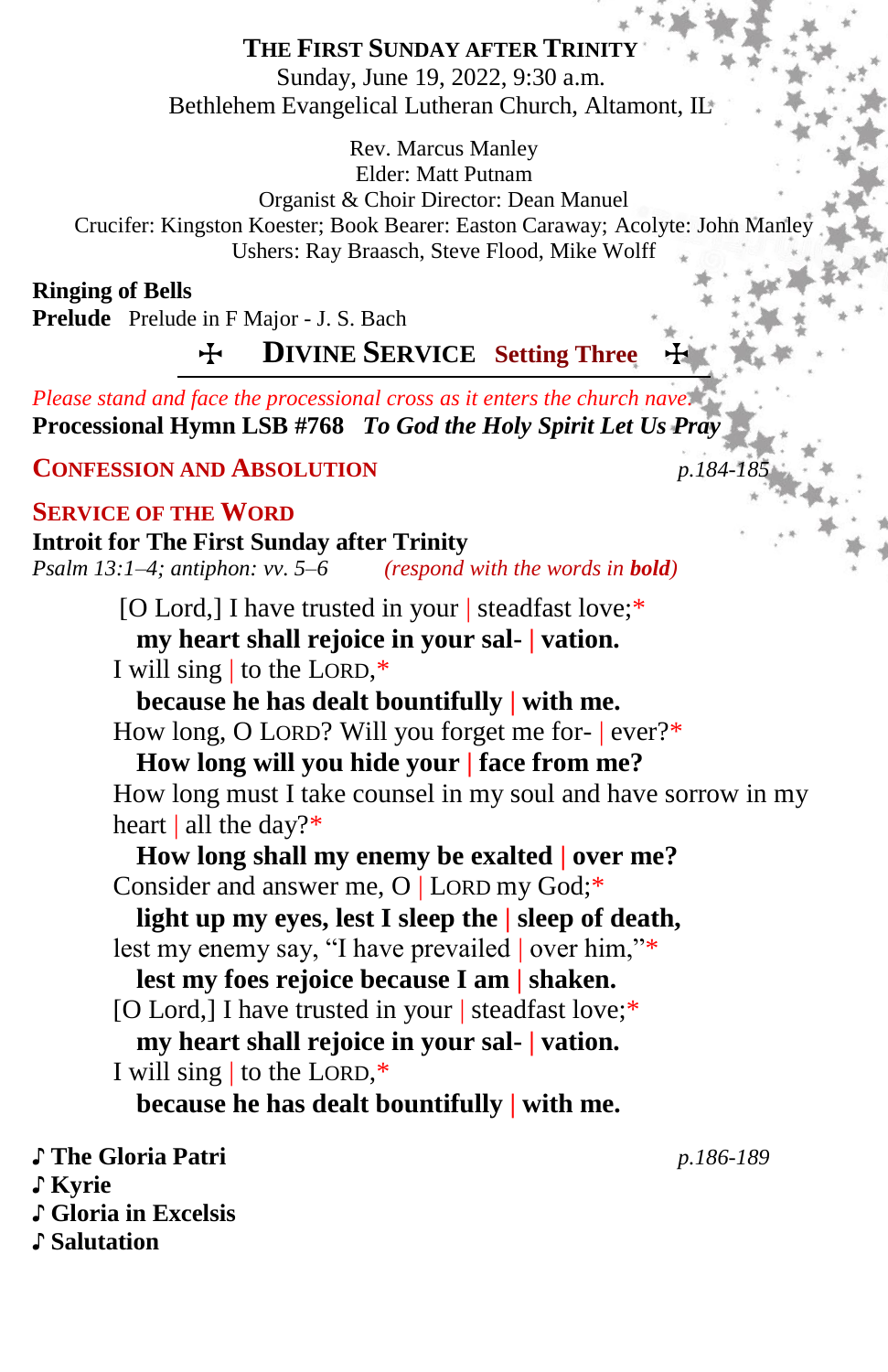# THE FIRST SUNDAY AFTER TRINITY

Sunday, June 19, 2022, 9:30 a.m.
Bethlehem Evangelical Lutheran Church, Altamont, IL

Rev. Marcus Manley
Elder: Matt Putnam
Organist & Choir Director: Dean Manuel
Crucifer: Kingston Koester; Book Bearer: Easton Caraway; Acolyte: John Manley
Ushers: Ray Braasch, Steve Flood, Mike Wolff

**Ringing of Bells**
**Prelude** Prelude in F Major - J. S. Bach

## ☩ DIVINE SERVICE Setting Three ☩

*Please stand and face the processional cross as it enters the church nave.*
**Processional Hymn LSB #768** ***To God the Holy Spirit Let Us Pray***

## CONFESSION AND ABSOLUTION *p.184-185*

## SERVICE OF THE WORD

**Introit for The First Sunday after Trinity**
*Psalm 13:1–4; antiphon: vv. 5–6* *(respond with the words in **bold**)*

[O Lord,] I have trusted in your | steadfast love;*
**my heart shall rejoice in your sal- | vation.**
I will sing | to the LORD,*
**because he has dealt bountifully | with me.**
How long, O LORD? Will you forget me for- | ever?*
**How long will you hide your | face from me?**
How long must I take counsel in my soul and have sorrow in my heart | all the day?*
**How long shall my enemy be exalted | over me?**
Consider and answer me, O | LORD my God;*
**light up my eyes, lest I sleep the | sleep of death,**
lest my enemy say, "I have prevailed | over him,"*
**lest my foes rejoice because I am | shaken.**
[O Lord,] I have trusted in your | steadfast love;*
**my heart shall rejoice in your sal- | vation.**
I will sing | to the LORD,*
**because he has dealt bountifully | with me.**

**♪ The Gloria Patri** *p.186-189*
**♪ Kyrie**
**♪ Gloria in Excelsis**
**♪ Salutation**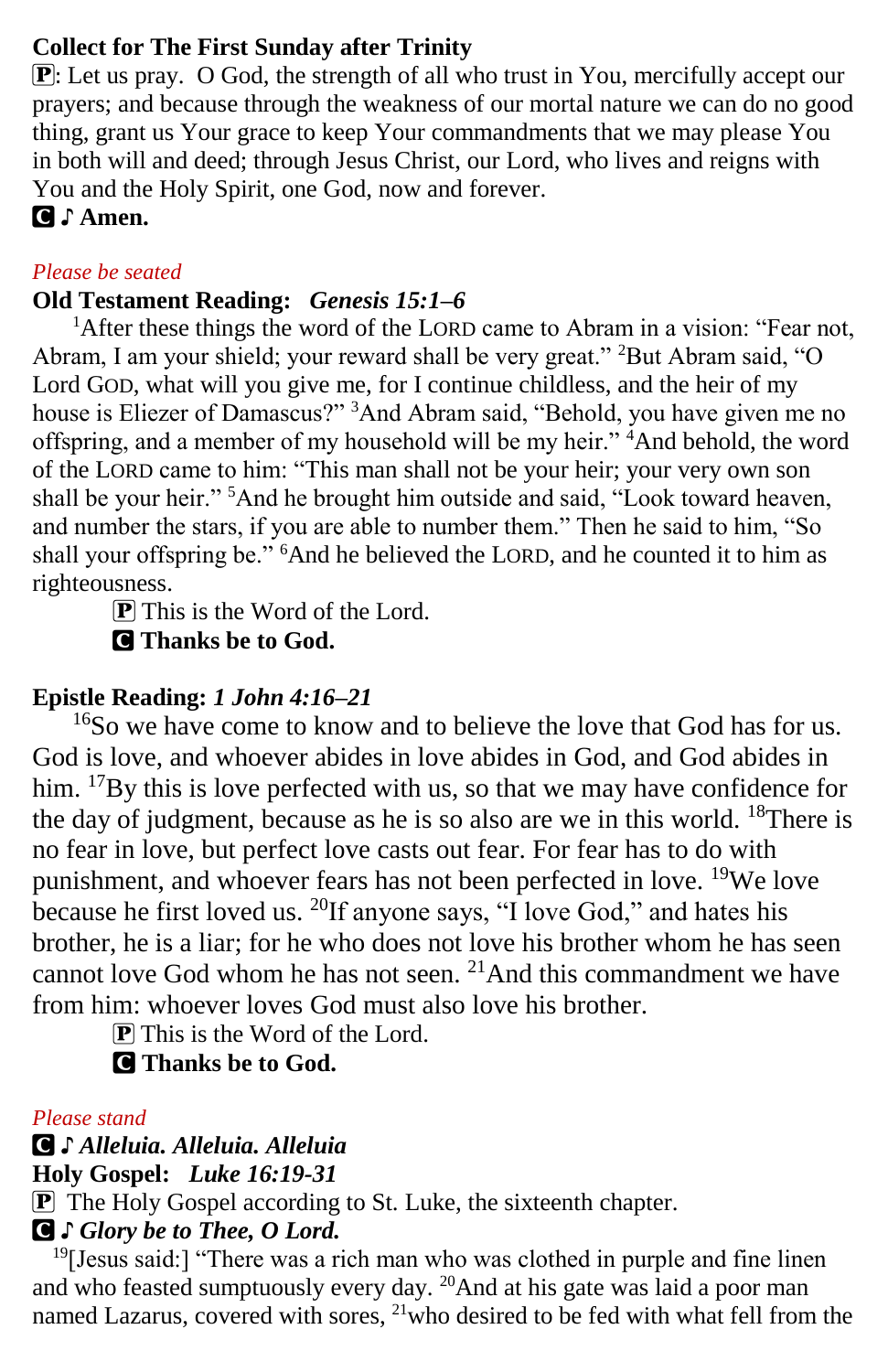**Collect for The First Sunday after Trinity**

🅿: Let us pray. O God, the strength of all who trust in You, mercifully accept our prayers; and because through the weakness of our mortal nature we can do no good thing, grant us Your grace to keep Your commandments that we may please You in both will and deed; through Jesus Christ, our Lord, who lives and reigns with You and the Holy Spirit, one God, now and forever.

🅲 ♪ **Amen.**

*Please be seated*

**Old Testament Reading:** ***Genesis 15:1–6***

[1]After these things the word of the LORD came to Abram in a vision: "Fear not, Abram, I am your shield; your reward shall be very great." [2]But Abram said, "O Lord GOD, what will you give me, for I continue childless, and the heir of my house is Eliezer of Damascus?" [3]And Abram said, "Behold, you have given me no offspring, and a member of my household will be my heir." [4]And behold, the word of the LORD came to him: "This man shall not be your heir; your very own son shall be your heir." [5]And he brought him outside and said, "Look toward heaven, and number the stars, if you are able to number them." Then he said to him, "So shall your offspring be." [6]And he believed the LORD, and he counted it to him as righteousness.

🅿 This is the Word of the Lord.
🅲 **Thanks be to God.**

**Epistle Reading:** ***1 John 4:16–21***

[16]So we have come to know and to believe the love that God has for us. God is love, and whoever abides in love abides in God, and God abides in him. [17]By this is love perfected with us, so that we may have confidence for the day of judgment, because as he is so also are we in this world. [18]There is no fear in love, but perfect love casts out fear. For fear has to do with punishment, and whoever fears has not been perfected in love. [19]We love because he first loved us. [20]If anyone says, "I love God," and hates his brother, he is a liar; for he who does not love his brother whom he has seen cannot love God whom he has not seen. [21]And this commandment we have from him: whoever loves God must also love his brother.

🅿 This is the Word of the Lord.
🅲 **Thanks be to God.**

*Please stand*

🅲 ♪ ***Alleluia. Alleluia. Alleluia***

**Holy Gospel:** ***Luke 16:19-31***

🅿 The Holy Gospel according to St. Luke, the sixteenth chapter.

🅲 ♪ ***Glory be to Thee, O Lord.***

[19][Jesus said:] "There was a rich man who was clothed in purple and fine linen and who feasted sumptuously every day. [20]And at his gate was laid a poor man named Lazarus, covered with sores, [21]who desired to be fed with what fell from the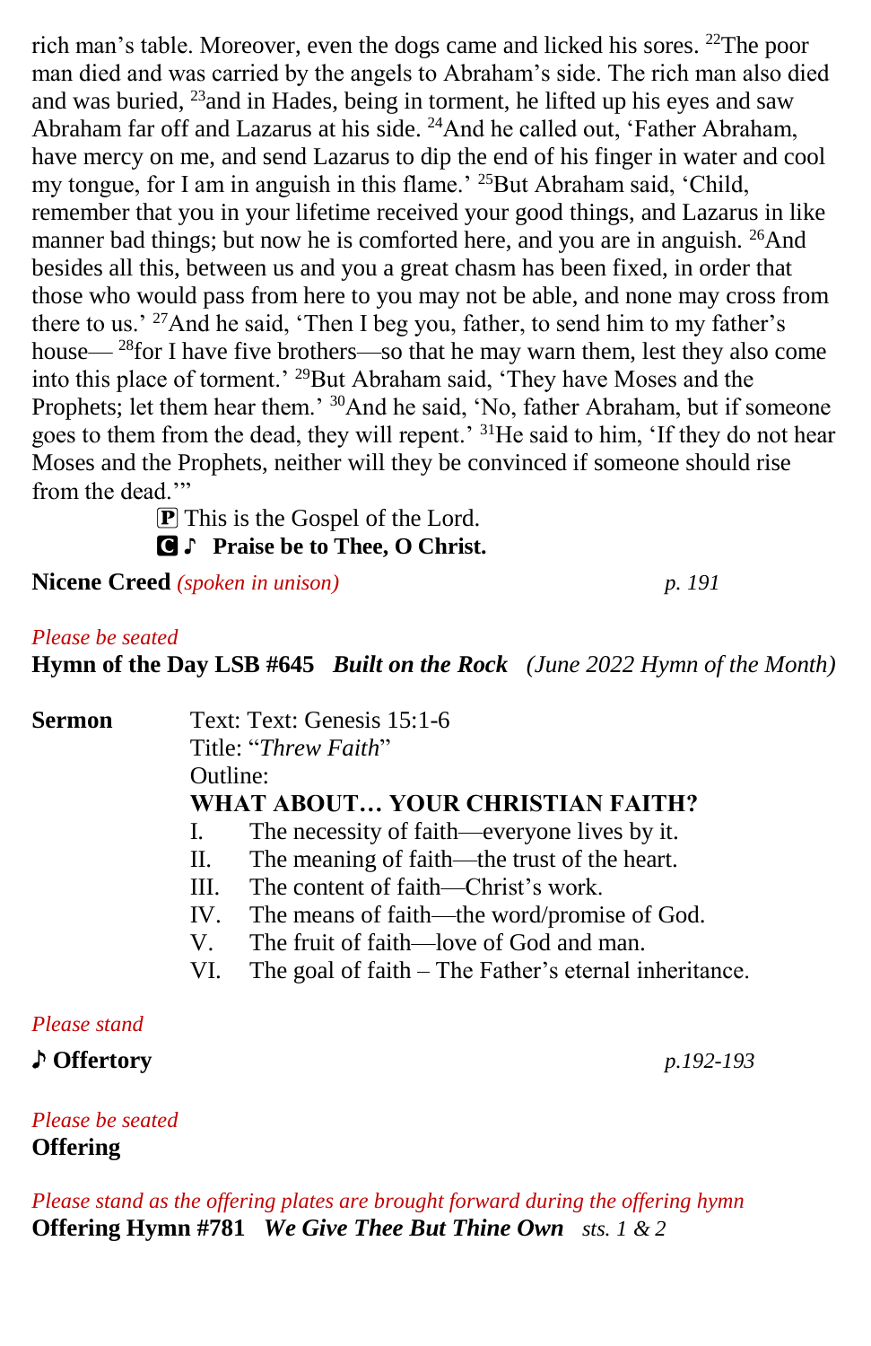rich man's table. Moreover, even the dogs came and licked his sores. [22]The poor man died and was carried by the angels to Abraham's side. The rich man also died and was buried, [23]and in Hades, being in torment, he lifted up his eyes and saw Abraham far off and Lazarus at his side. [24]And he called out, 'Father Abraham, have mercy on me, and send Lazarus to dip the end of his finger in water and cool my tongue, for I am in anguish in this flame.' [25]But Abraham said, 'Child, remember that you in your lifetime received your good things, and Lazarus in like manner bad things; but now he is comforted here, and you are in anguish. [26]And besides all this, between us and you a great chasm has been fixed, in order that those who would pass from here to you may not be able, and none may cross from there to us.' [27]And he said, 'Then I beg you, father, to send him to my father's house— [28]for I have five brothers—so that he may warn them, lest they also come into this place of torment.' [29]But Abraham said, 'They have Moses and the Prophets; let them hear them.' [30]And he said, 'No, father Abraham, but if someone goes to them from the dead, they will repent.' [31]He said to him, 'If they do not hear Moses and the Prophets, neither will they be convinced if someone should rise from the dead.'"

🅟 This is the Gospel of the Lord.

**🅒 ♪ Praise be to Thee, O Christ.**

**Nicene Creed** *(spoken in unison)* *p. 191*

*Please be seated*

**Hymn of the Day LSB #645** ***Built on the Rock*** *(June 2022 Hymn of the Month)*

**Sermon** Text: Text: Genesis 15:1-6

Title: "*Threw Faith*"

Outline:

**WHAT ABOUT… YOUR CHRISTIAN FAITH?**

I. The necessity of faith—everyone lives by it.
II. The meaning of faith—the trust of the heart.
III. The content of faith—Christ's work.
IV. The means of faith—the word/promise of God.
V. The fruit of faith—love of God and man.
VI. The goal of faith – The Father's eternal inheritance.

*Please stand*

**♪ Offertory** *p.192-193*

*Please be seated*

**Offering**

*Please stand as the offering plates are brought forward during the offering hymn*

**Offering Hymn #781** ***We Give Thee But Thine Own*** *sts. 1 & 2*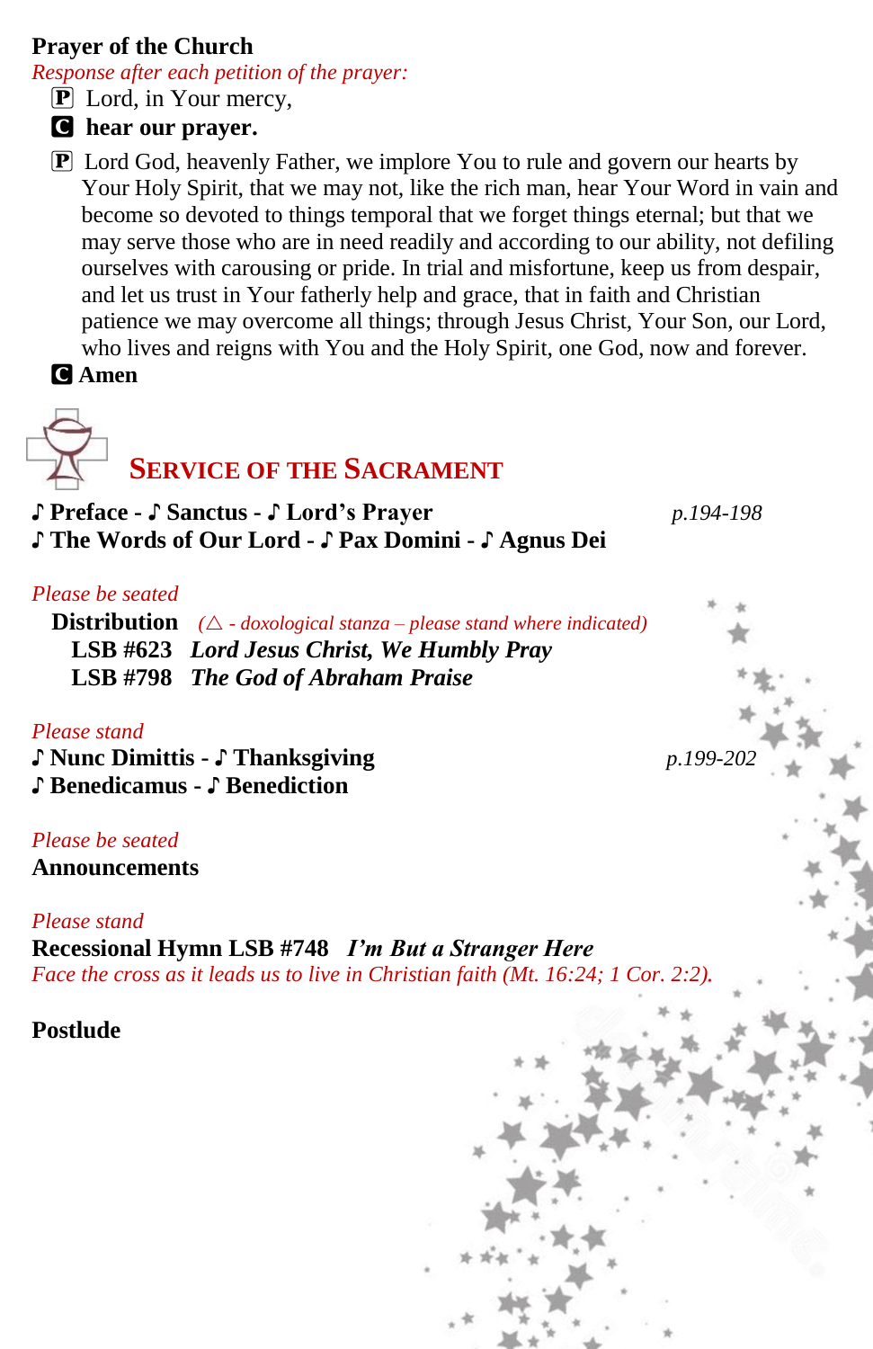**Prayer of the Church**

*Response after each petition of the prayer:*

P Lord, in Your mercy,

C **hear our prayer.**

P Lord God, heavenly Father, we implore You to rule and govern our hearts by Your Holy Spirit, that we may not, like the rich man, hear Your Word in vain and become so devoted to things temporal that we forget things eternal; but that we may serve those who are in need readily and according to our ability, not defiling ourselves with carousing or pride. In trial and misfortune, keep us from despair, and let us trust in Your fatherly help and grace, that in faith and Christian patience we may overcome all things; through Jesus Christ, Your Son, our Lord, who lives and reigns with You and the Holy Spirit, one God, now and forever.

C **Amen**

## SERVICE OF THE SACRAMENT

**♪ Preface - ♪ Sanctus - ♪ Lord's Prayer** *p.194-198*
**♪ The Words of Our Lord - ♪ Pax Domini - ♪ Agnus Dei**

*Please be seated*

**Distribution** *(△ - doxological stanza – please stand where indicated)*

**LSB #623** ***Lord Jesus Christ, We Humbly Pray***
**LSB #798** ***The God of Abraham Praise***

*Please stand*

**♪ Nunc Dimittis - ♪ Thanksgiving** *p.199-202*
**♪ Benedicamus - ♪ Benediction**

*Please be seated*

**Announcements**

*Please stand*

**Recessional Hymn LSB #748** ***I'm But a Stranger Here***
*Face the cross as it leads us to live in Christian faith (Mt. 16:24; 1 Cor. 2:2).*

**Postlude**